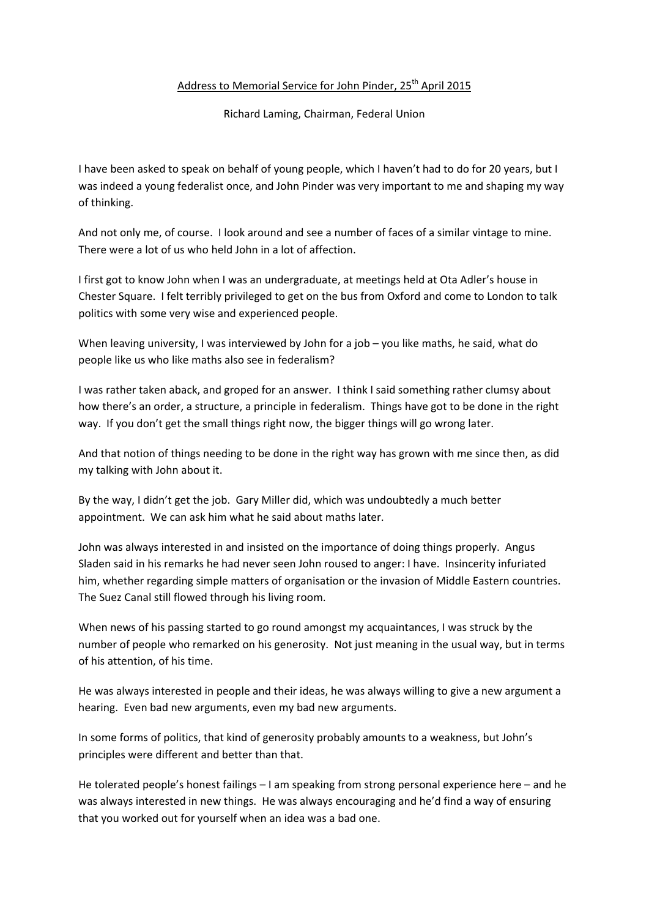# Address to Memorial Service for John Pinder, 25th April 2015

Richard Laming, Chairman, Federal Union

I have been asked to speak on behalf of young people, which I haven't had to do for 20 years, but I was indeed a young federalist once, and John Pinder was very important to me and shaping my way of thinking.

And not only me, of course. I look around and see a number of faces of a similar vintage to mine. There were a lot of us who held John in a lot of affection.

I first got to know John when I was an undergraduate, at meetings held at Ota Adler's house in Chester Square. I felt terribly privileged to get on the bus from Oxford and come to London to talk politics with some very wise and experienced people.

When leaving university, I was interviewed by John for a job – you like maths, he said, what do people like us who like maths also see in federalism?

I was rather taken aback, and groped for an answer. I think I said something rather clumsy about how there's an order, a structure, a principle in federalism. Things have got to be done in the right way. If you don't get the small things right now, the bigger things will go wrong later.

And that notion of things needing to be done in the right way has grown with me since then, as did my talking with John about it.

By the way, I didn't get the job. Gary Miller did, which was undoubtedly a much better appointment. We can ask him what he said about maths later.

John was always interested in and insisted on the importance of doing things properly. Angus Sladen said in his remarks he had never seen John roused to anger: I have. Insincerity infuriated him, whether regarding simple matters of organisation or the invasion of Middle Eastern countries. The Suez Canal still flowed through his living room.

When news of his passing started to go round amongst my acquaintances, I was struck by the number of people who remarked on his generosity. Not just meaning in the usual way, but in terms of his attention, of his time.

He was always interested in people and their ideas, he was always willing to give a new argument a hearing. Even bad new arguments, even my bad new arguments.

In some forms of politics, that kind of generosity probably amounts to a weakness, but John's principles were different and better than that.

He tolerated people's honest failings – I am speaking from strong personal experience here – and he was always interested in new things. He was always encouraging and he'd find a way of ensuring that you worked out for yourself when an idea was a bad one.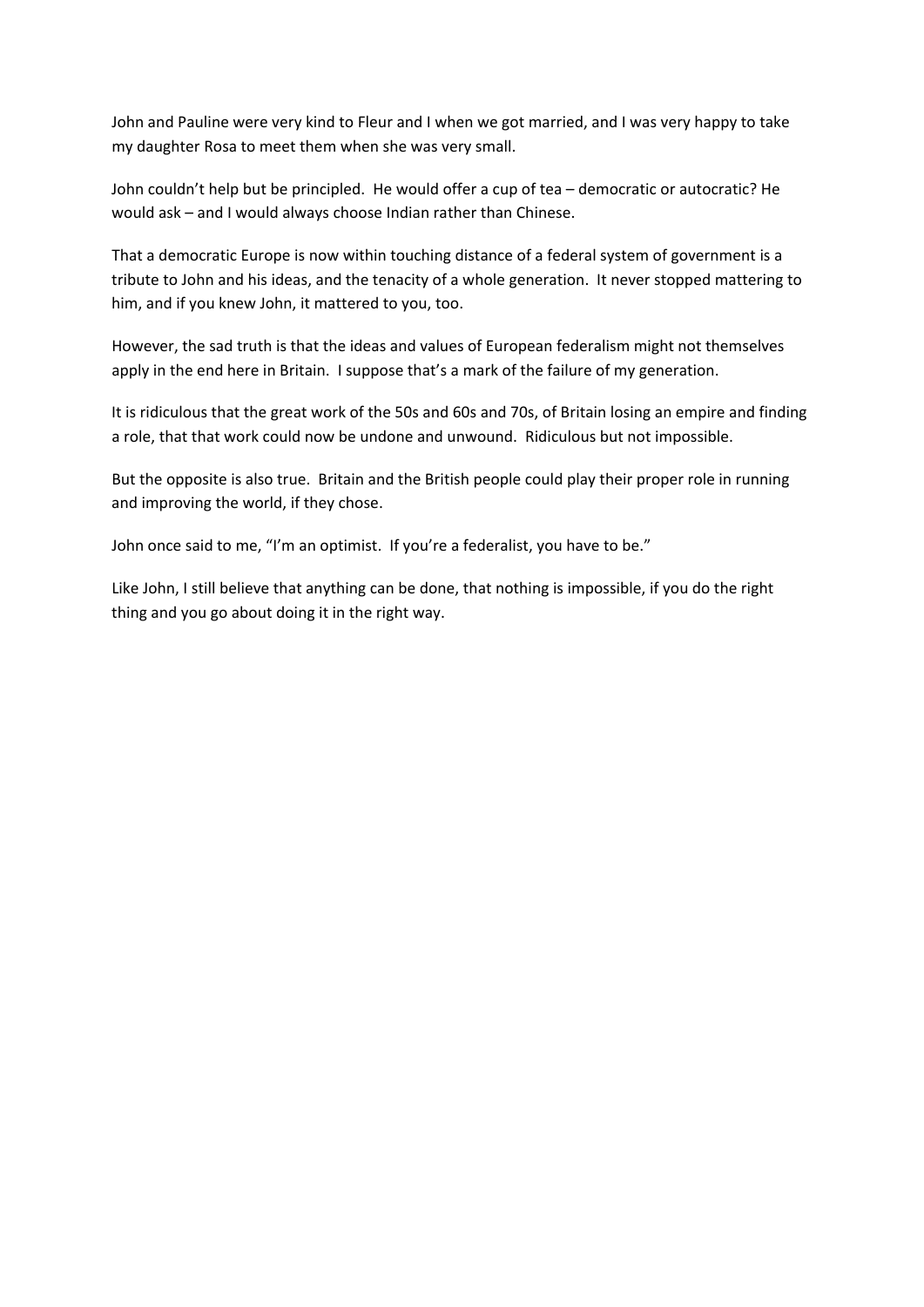John and Pauline were very kind to Fleur and I when we got married, and I was very happy to take my daughter Rosa to meet them when she was very small.

John couldn't help but be principled. He would offer a cup of tea – democratic or autocratic? He would ask – and I would always choose Indian rather than Chinese.

That a democratic Europe is now within touching distance of a federal system of government is a tribute to John and his ideas, and the tenacity of a whole generation. It never stopped mattering to him, and if you knew John, it mattered to you, too.

However, the sad truth is that the ideas and values of European federalism might not themselves apply in the end here in Britain. I suppose that's a mark of the failure of my generation.

It is ridiculous that the great work of the 50s and 60s and 70s, of Britain losing an empire and finding a role, that that work could now be undone and unwound. Ridiculous but not impossible.

But the opposite is also true. Britain and the British people could play their proper role in running and improving the world, if they chose.

John once said to me, "I'm an optimist. If you're a federalist, you have to be."

Like John, I still believe that anything can be done, that nothing is impossible, if you do the right thing and you go about doing it in the right way.